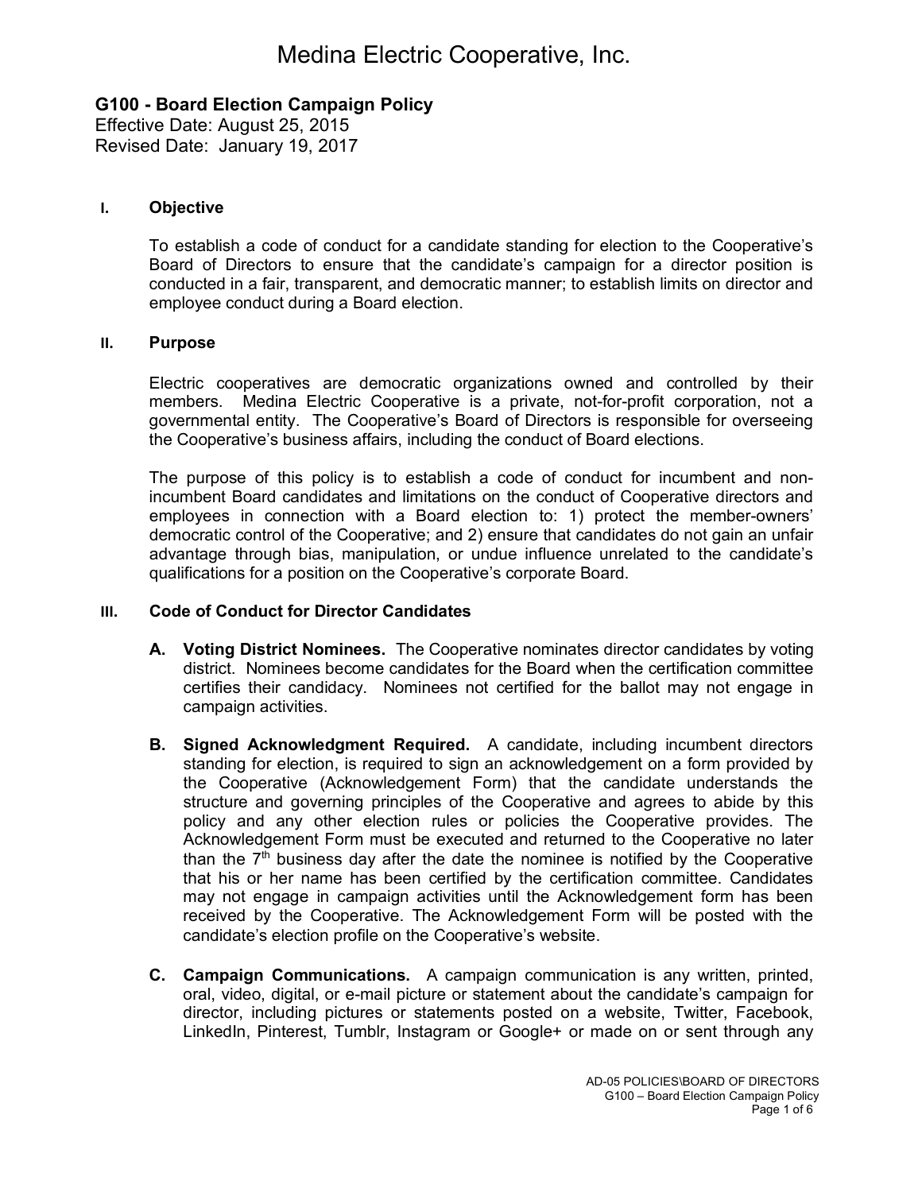# Medina Electric Cooperative, Inc.

## G100 - Board Election Campaign Policy

Effective Date: August 25, 2015
Revised Date: January 19, 2017

### I. Objective

To establish a code of conduct for a candidate standing for election to the Cooperative's Board of Directors to ensure that the candidate's campaign for a director position is conducted in a fair, transparent, and democratic manner; to establish limits on director and employee conduct during a Board election.

### II. Purpose

Electric cooperatives are democratic organizations owned and controlled by their members. Medina Electric Cooperative is a private, not-for-profit corporation, not a governmental entity. The Cooperative's Board of Directors is responsible for overseeing the Cooperative's business affairs, including the conduct of Board elections.

The purpose of this policy is to establish a code of conduct for incumbent and non-incumbent Board candidates and limitations on the conduct of Cooperative directors and employees in connection with a Board election to: 1) protect the member-owners' democratic control of the Cooperative; and 2) ensure that candidates do not gain an unfair advantage through bias, manipulation, or undue influence unrelated to the candidate's qualifications for a position on the Cooperative's corporate Board.

### III. Code of Conduct for Director Candidates

**A. Voting District Nominees.** The Cooperative nominates director candidates by voting district. Nominees become candidates for the Board when the certification committee certifies their candidacy. Nominees not certified for the ballot may not engage in campaign activities.

**B. Signed Acknowledgment Required.** A candidate, including incumbent directors standing for election, is required to sign an acknowledgement on a form provided by the Cooperative (Acknowledgement Form) that the candidate understands the structure and governing principles of the Cooperative and agrees to abide by this policy and any other election rules or policies the Cooperative provides. The Acknowledgement Form must be executed and returned to the Cooperative no later than the 7th business day after the date the nominee is notified by the Cooperative that his or her name has been certified by the certification committee. Candidates may not engage in campaign activities until the Acknowledgement form has been received by the Cooperative. The Acknowledgement Form will be posted with the candidate's election profile on the Cooperative's website.

**C. Campaign Communications.** A campaign communication is any written, printed, oral, video, digital, or e-mail picture or statement about the candidate's campaign for director, including pictures or statements posted on a website, Twitter, Facebook, LinkedIn, Pinterest, Tumblr, Instagram or Google+ or made on or sent through any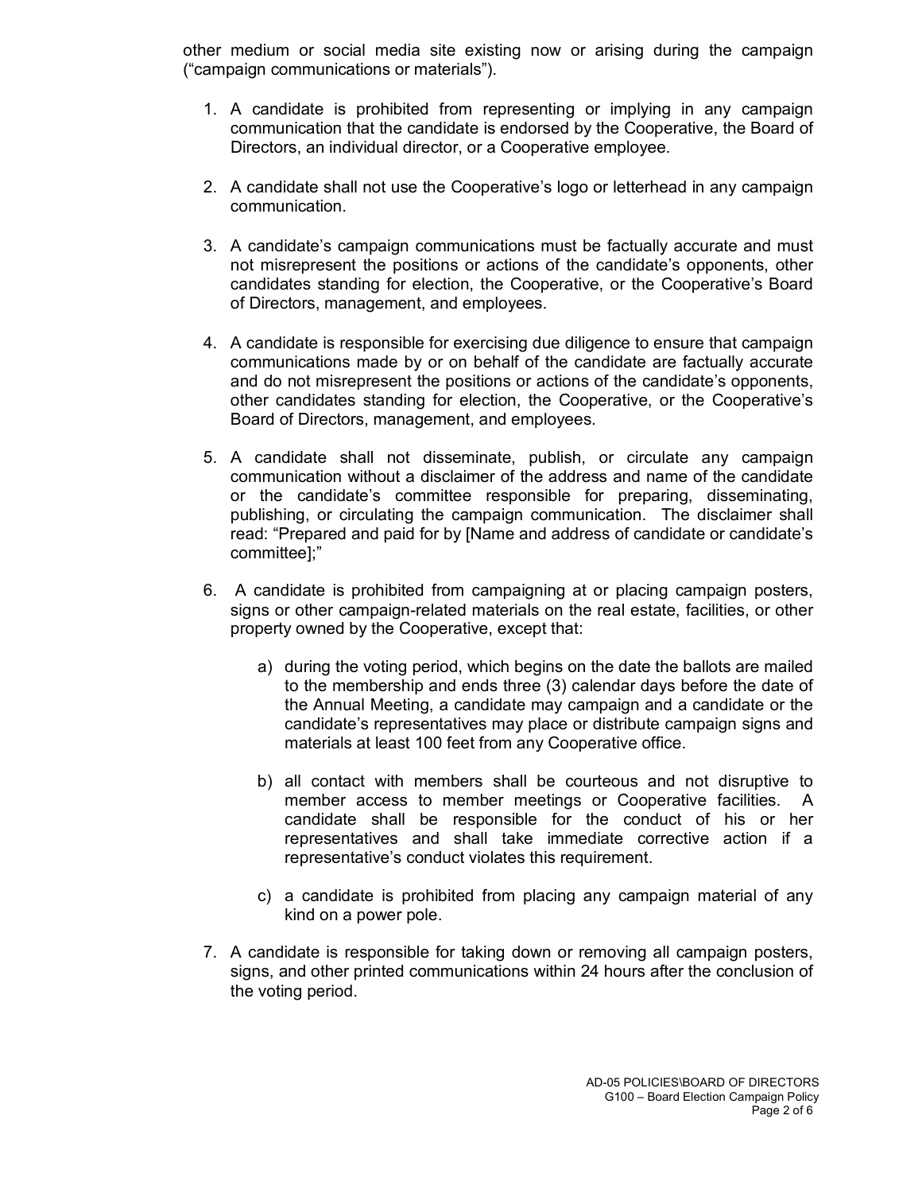other medium or social media site existing now or arising during the campaign ("campaign communications or materials").

1. A candidate is prohibited from representing or implying in any campaign communication that the candidate is endorsed by the Cooperative, the Board of Directors, an individual director, or a Cooperative employee.

2. A candidate shall not use the Cooperative's logo or letterhead in any campaign communication.

3. A candidate's campaign communications must be factually accurate and must not misrepresent the positions or actions of the candidate's opponents, other candidates standing for election, the Cooperative, or the Cooperative's Board of Directors, management, and employees.

4. A candidate is responsible for exercising due diligence to ensure that campaign communications made by or on behalf of the candidate are factually accurate and do not misrepresent the positions or actions of the candidate's opponents, other candidates standing for election, the Cooperative, or the Cooperative's Board of Directors, management, and employees.

5. A candidate shall not disseminate, publish, or circulate any campaign communication without a disclaimer of the address and name of the candidate or the candidate's committee responsible for preparing, disseminating, publishing, or circulating the campaign communication. The disclaimer shall read: "Prepared and paid for by [Name and address of candidate or candidate's committee];"

6. A candidate is prohibited from campaigning at or placing campaign posters, signs or other campaign-related materials on the real estate, facilities, or other property owned by the Cooperative, except that:

   a) during the voting period, which begins on the date the ballots are mailed to the membership and ends three (3) calendar days before the date of the Annual Meeting, a candidate may campaign and a candidate or the candidate's representatives may place or distribute campaign signs and materials at least 100 feet from any Cooperative office.

   b) all contact with members shall be courteous and not disruptive to member access to member meetings or Cooperative facilities. A candidate shall be responsible for the conduct of his or her representatives and shall take immediate corrective action if a representative's conduct violates this requirement.

   c) a candidate is prohibited from placing any campaign material of any kind on a power pole.

7. A candidate is responsible for taking down or removing all campaign posters, signs, and other printed communications within 24 hours after the conclusion of the voting period.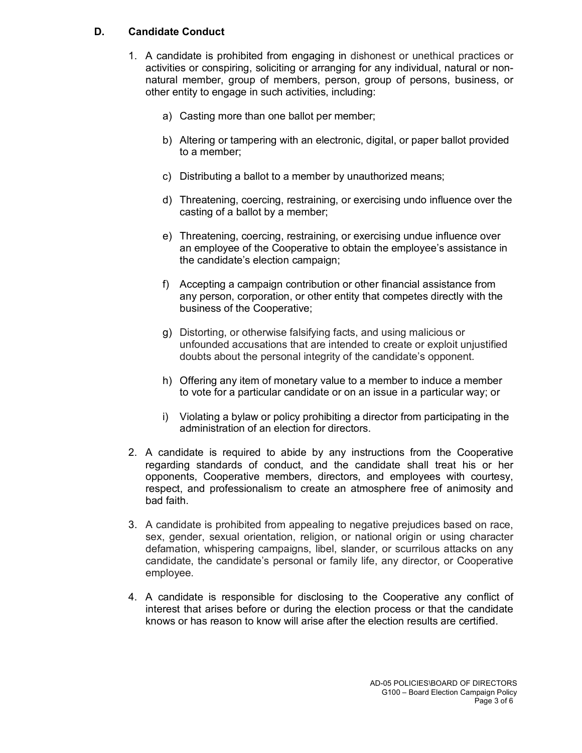## D. Candidate Conduct

1. A candidate is prohibited from engaging in dishonest or unethical practices or activities or conspiring, soliciting or arranging for any individual, natural or non-natural member, group of members, person, group of persons, business, or other entity to engage in such activities, including:

    a) Casting more than one ballot per member;

    b) Altering or tampering with an electronic, digital, or paper ballot provided to a member;

    c) Distributing a ballot to a member by unauthorized means;

    d) Threatening, coercing, restraining, or exercising undo influence over the casting of a ballot by a member;

    e) Threatening, coercing, restraining, or exercising undue influence over an employee of the Cooperative to obtain the employee's assistance in the candidate's election campaign;

    f) Accepting a campaign contribution or other financial assistance from any person, corporation, or other entity that competes directly with the business of the Cooperative;

    g) Distorting, or otherwise falsifying facts, and using malicious or unfounded accusations that are intended to create or exploit unjustified doubts about the personal integrity of the candidate's opponent.

    h) Offering any item of monetary value to a member to induce a member to vote for a particular candidate or on an issue in a particular way; or

    i) Violating a bylaw or policy prohibiting a director from participating in the administration of an election for directors.

2. A candidate is required to abide by any instructions from the Cooperative regarding standards of conduct, and the candidate shall treat his or her opponents, Cooperative members, directors, and employees with courtesy, respect, and professionalism to create an atmosphere free of animosity and bad faith.

3. A candidate is prohibited from appealing to negative prejudices based on race, sex, gender, sexual orientation, religion, or national origin or using character defamation, whispering campaigns, libel, slander, or scurrilous attacks on any candidate, the candidate's personal or family life, any director, or Cooperative employee.

4. A candidate is responsible for disclosing to the Cooperative any conflict of interest that arises before or during the election process or that the candidate knows or has reason to know will arise after the election results are certified.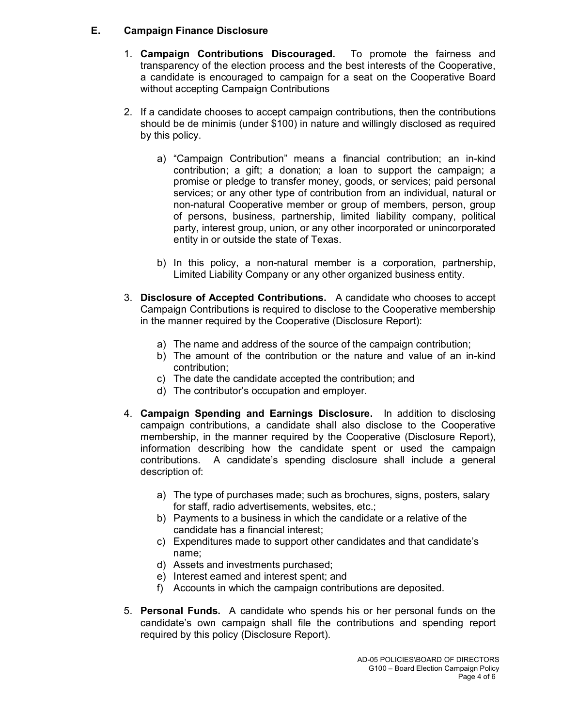## E. Campaign Finance Disclosure

1. **Campaign Contributions Discouraged.** To promote the fairness and transparency of the election process and the best interests of the Cooperative, a candidate is encouraged to campaign for a seat on the Cooperative Board without accepting Campaign Contributions

2. If a candidate chooses to accept campaign contributions, then the contributions should be de minimis (under $100) in nature and willingly disclosed as required by this policy.

   a) "Campaign Contribution" means a financial contribution; an in-kind contribution; a gift; a donation; a loan to support the campaign; a promise or pledge to transfer money, goods, or services; paid personal services; or any other type of contribution from an individual, natural or non-natural Cooperative member or group of members, person, group of persons, business, partnership, limited liability company, political party, interest group, union, or any other incorporated or unincorporated entity in or outside the state of Texas.

   b) In this policy, a non-natural member is a corporation, partnership, Limited Liability Company or any other organized business entity.

3. **Disclosure of Accepted Contributions.** A candidate who chooses to accept Campaign Contributions is required to disclose to the Cooperative membership in the manner required by the Cooperative (Disclosure Report):

   a) The name and address of the source of the campaign contribution;
   b) The amount of the contribution or the nature and value of an in-kind contribution;
   c) The date the candidate accepted the contribution; and
   d) The contributor's occupation and employer.

4. **Campaign Spending and Earnings Disclosure.** In addition to disclosing campaign contributions, a candidate shall also disclose to the Cooperative membership, in the manner required by the Cooperative (Disclosure Report), information describing how the candidate spent or used the campaign contributions. A candidate's spending disclosure shall include a general description of:

   a) The type of purchases made; such as brochures, signs, posters, salary for staff, radio advertisements, websites, etc.;
   b) Payments to a business in which the candidate or a relative of the candidate has a financial interest;
   c) Expenditures made to support other candidates and that candidate's name;
   d) Assets and investments purchased;
   e) Interest earned and interest spent; and
   f) Accounts in which the campaign contributions are deposited.

5. **Personal Funds.** A candidate who spends his or her personal funds on the candidate's own campaign shall file the contributions and spending report required by this policy (Disclosure Report).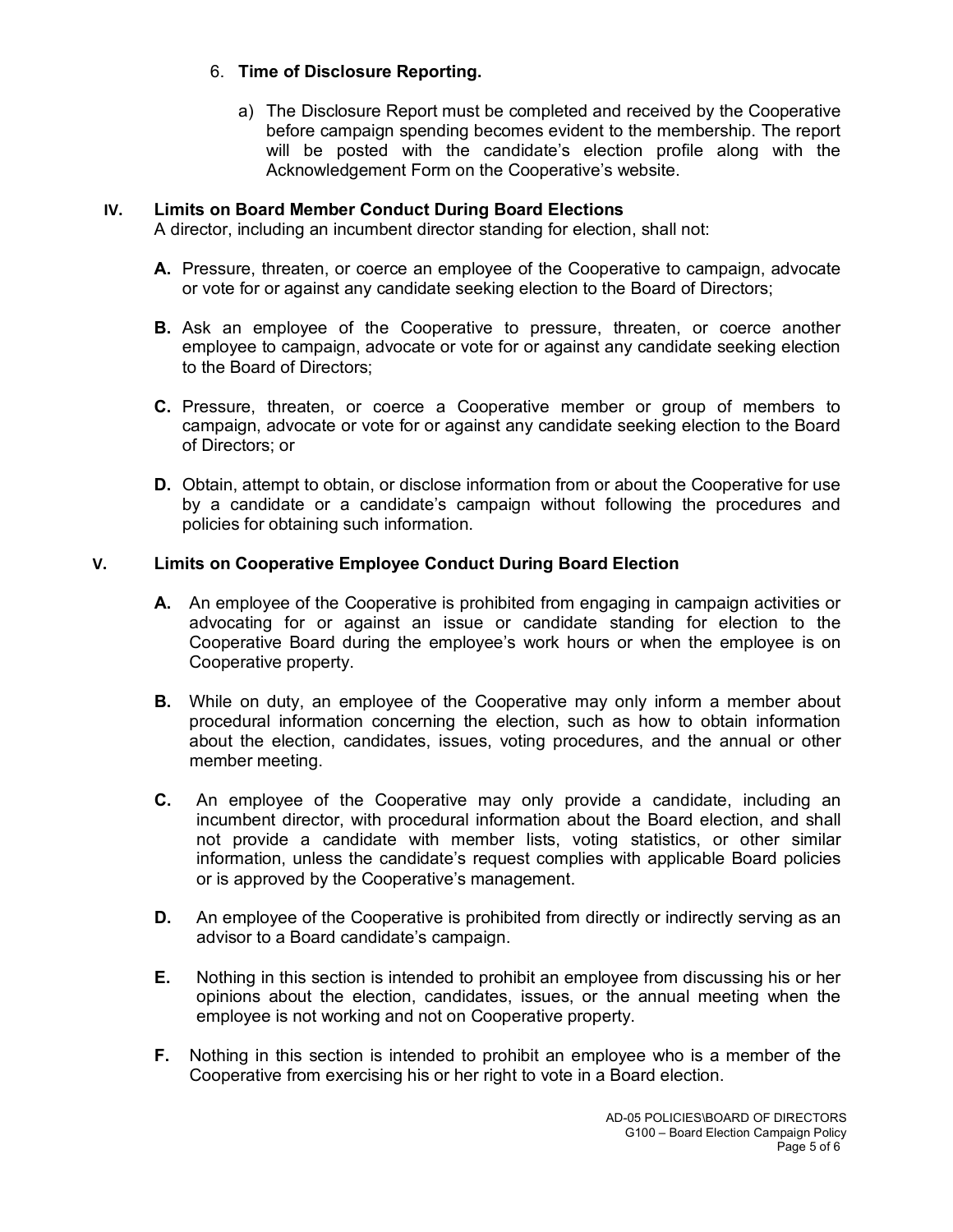6. **Time of Disclosure Reporting.**

    a) The Disclosure Report must be completed and received by the Cooperative before campaign spending becomes evident to the membership. The report will be posted with the candidate's election profile along with the Acknowledgement Form on the Cooperative's website.

## IV. Limits on Board Member Conduct During Board Elections

A director, including an incumbent director standing for election, shall not:

**A.** Pressure, threaten, or coerce an employee of the Cooperative to campaign, advocate or vote for or against any candidate seeking election to the Board of Directors;

**B.** Ask an employee of the Cooperative to pressure, threaten, or coerce another employee to campaign, advocate or vote for or against any candidate seeking election to the Board of Directors;

**C.** Pressure, threaten, or coerce a Cooperative member or group of members to campaign, advocate or vote for or against any candidate seeking election to the Board of Directors; or

**D.** Obtain, attempt to obtain, or disclose information from or about the Cooperative for use by a candidate or a candidate's campaign without following the procedures and policies for obtaining such information.

## V. Limits on Cooperative Employee Conduct During Board Election

**A.** An employee of the Cooperative is prohibited from engaging in campaign activities or advocating for or against an issue or candidate standing for election to the Cooperative Board during the employee's work hours or when the employee is on Cooperative property.

**B.** While on duty, an employee of the Cooperative may only inform a member about procedural information concerning the election, such as how to obtain information about the election, candidates, issues, voting procedures, and the annual or other member meeting.

**C.** An employee of the Cooperative may only provide a candidate, including an incumbent director, with procedural information about the Board election, and shall not provide a candidate with member lists, voting statistics, or other similar information, unless the candidate's request complies with applicable Board policies or is approved by the Cooperative's management.

**D.** An employee of the Cooperative is prohibited from directly or indirectly serving as an advisor to a Board candidate's campaign.

**E.** Nothing in this section is intended to prohibit an employee from discussing his or her opinions about the election, candidates, issues, or the annual meeting when the employee is not working and not on Cooperative property.

**F.** Nothing in this section is intended to prohibit an employee who is a member of the Cooperative from exercising his or her right to vote in a Board election.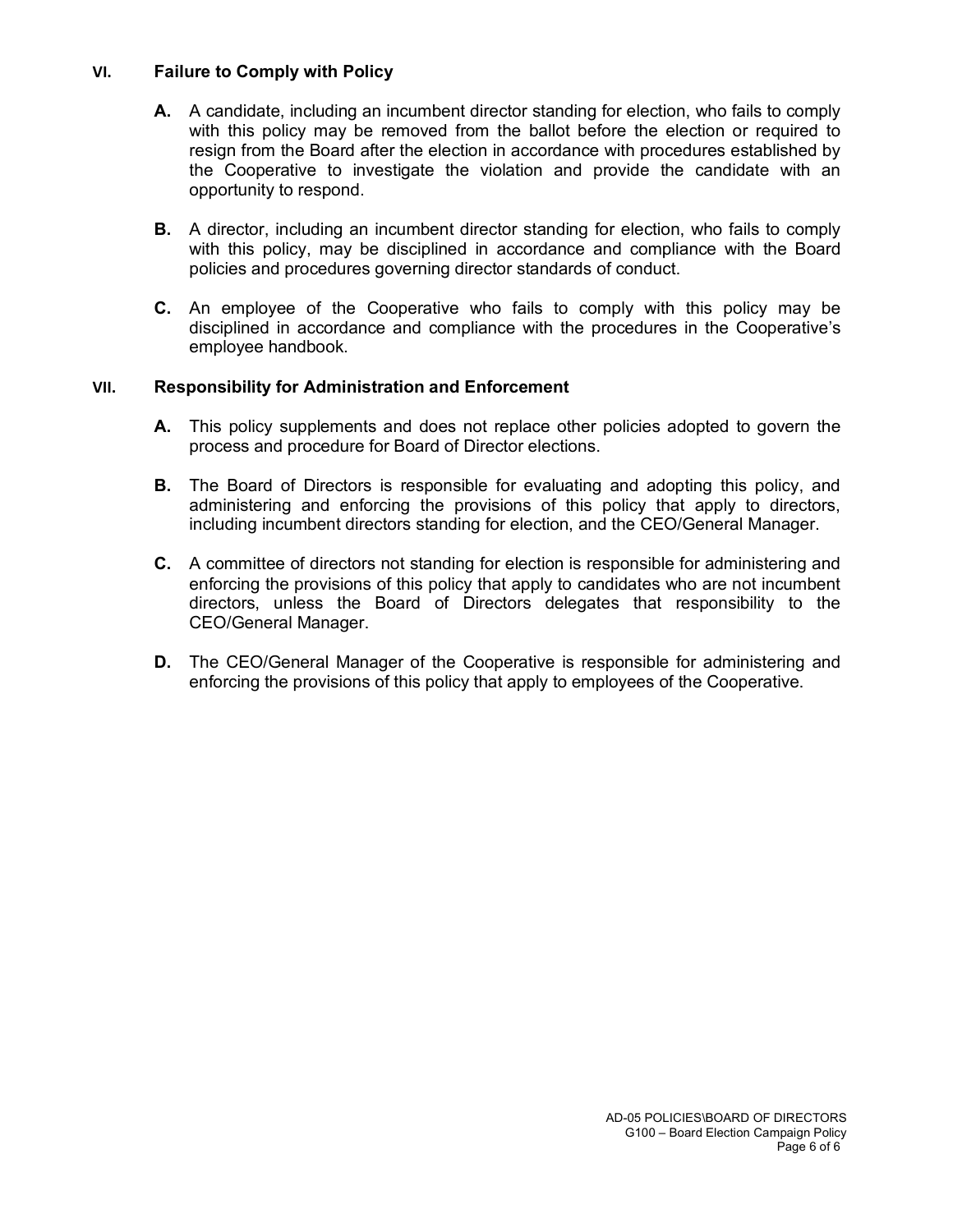## VI. Failure to Comply with Policy

**A.** A candidate, including an incumbent director standing for election, who fails to comply with this policy may be removed from the ballot before the election or required to resign from the Board after the election in accordance with procedures established by the Cooperative to investigate the violation and provide the candidate with an opportunity to respond.

**B.** A director, including an incumbent director standing for election, who fails to comply with this policy, may be disciplined in accordance and compliance with the Board policies and procedures governing director standards of conduct.

**C.** An employee of the Cooperative who fails to comply with this policy may be disciplined in accordance and compliance with the procedures in the Cooperative's employee handbook.

## VII. Responsibility for Administration and Enforcement

**A.** This policy supplements and does not replace other policies adopted to govern the process and procedure for Board of Director elections.

**B.** The Board of Directors is responsible for evaluating and adopting this policy, and administering and enforcing the provisions of this policy that apply to directors, including incumbent directors standing for election, and the CEO/General Manager.

**C.** A committee of directors not standing for election is responsible for administering and enforcing the provisions of this policy that apply to candidates who are not incumbent directors, unless the Board of Directors delegates that responsibility to the CEO/General Manager.

**D.** The CEO/General Manager of the Cooperative is responsible for administering and enforcing the provisions of this policy that apply to employees of the Cooperative.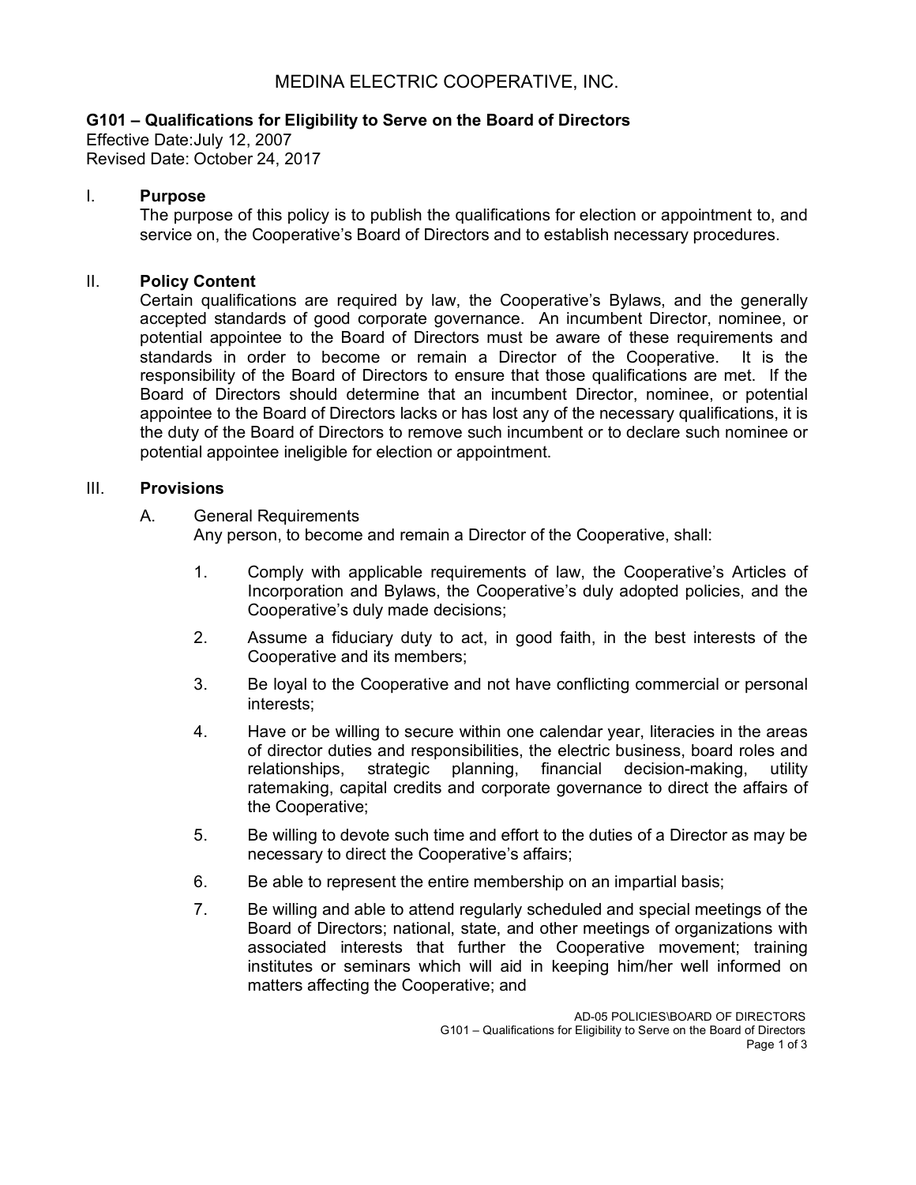MEDINA ELECTRIC COOPERATIVE, INC.

**G101 – Qualifications for Eligibility to Serve on the Board of Directors**
Effective Date:July 12, 2007
Revised Date: October 24, 2017

## I. Purpose

The purpose of this policy is to publish the qualifications for election or appointment to, and service on, the Cooperative's Board of Directors and to establish necessary procedures.

## II. Policy Content

Certain qualifications are required by law, the Cooperative's Bylaws, and the generally accepted standards of good corporate governance. An incumbent Director, nominee, or potential appointee to the Board of Directors must be aware of these requirements and standards in order to become or remain a Director of the Cooperative. It is the responsibility of the Board of Directors to ensure that those qualifications are met. If the Board of Directors should determine that an incumbent Director, nominee, or potential appointee to the Board of Directors lacks or has lost any of the necessary qualifications, it is the duty of the Board of Directors to remove such incumbent or to declare such nominee or potential appointee ineligible for election or appointment.

## III. Provisions

A. General Requirements
Any person, to become and remain a Director of the Cooperative, shall:

1. Comply with applicable requirements of law, the Cooperative's Articles of Incorporation and Bylaws, the Cooperative's duly adopted policies, and the Cooperative's duly made decisions;
2. Assume a fiduciary duty to act, in good faith, in the best interests of the Cooperative and its members;
3. Be loyal to the Cooperative and not have conflicting commercial or personal interests;
4. Have or be willing to secure within one calendar year, literacies in the areas of director duties and responsibilities, the electric business, board roles and relationships, strategic planning, financial decision-making, utility ratemaking, capital credits and corporate governance to direct the affairs of the Cooperative;
5. Be willing to devote such time and effort to the duties of a Director as may be necessary to direct the Cooperative's affairs;
6. Be able to represent the entire membership on an impartial basis;
7. Be willing and able to attend regularly scheduled and special meetings of the Board of Directors; national, state, and other meetings of organizations with associated interests that further the Cooperative movement; training institutes or seminars which will aid in keeping him/her well informed on matters affecting the Cooperative; and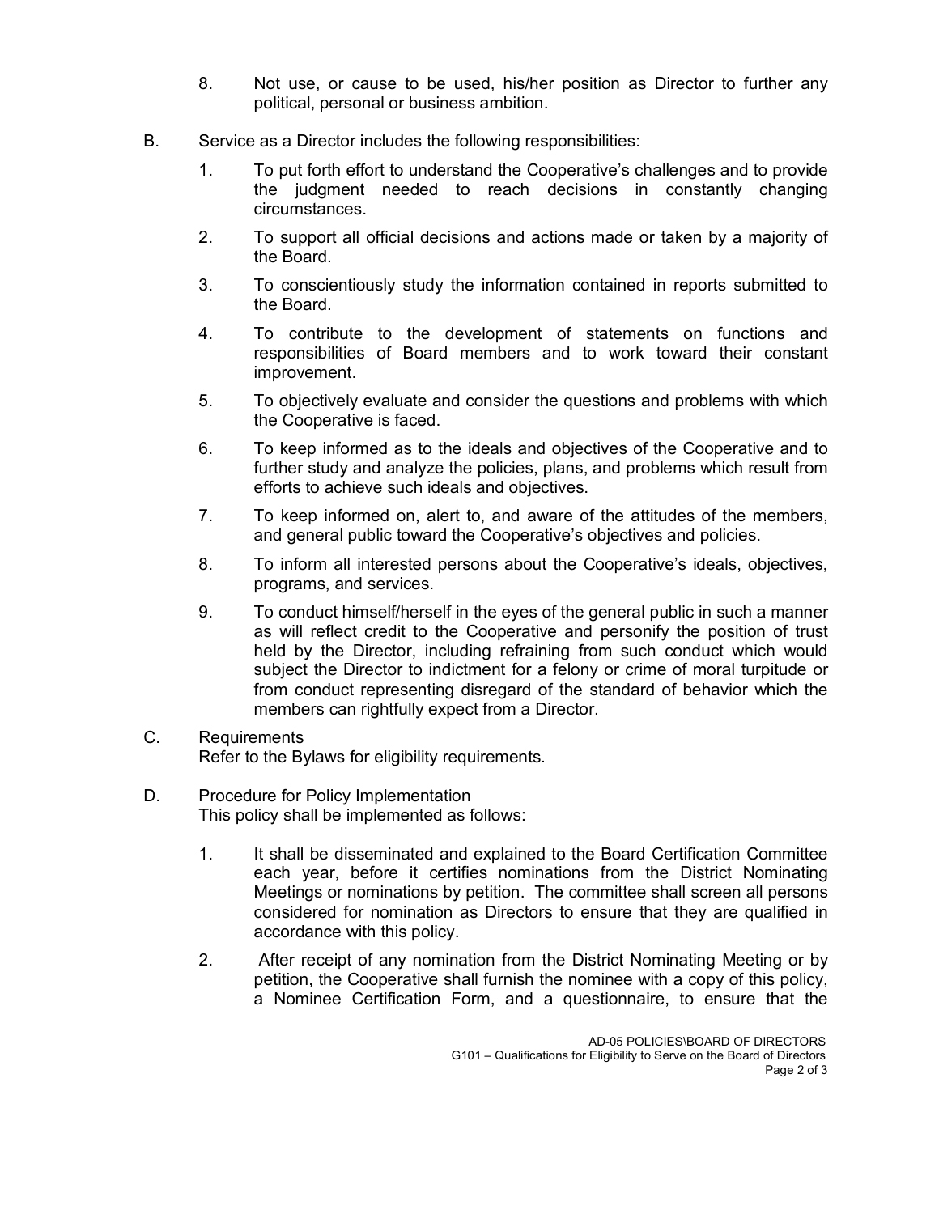8. Not use, or cause to be used, his/her position as Director to further any political, personal or business ambition.

B. Service as a Director includes the following responsibilities:

1. To put forth effort to understand the Cooperative's challenges and to provide the judgment needed to reach decisions in constantly changing circumstances.

2. To support all official decisions and actions made or taken by a majority of the Board.

3. To conscientiously study the information contained in reports submitted to the Board.

4. To contribute to the development of statements on functions and responsibilities of Board members and to work toward their constant improvement.

5. To objectively evaluate and consider the questions and problems with which the Cooperative is faced.

6. To keep informed as to the ideals and objectives of the Cooperative and to further study and analyze the policies, plans, and problems which result from efforts to achieve such ideals and objectives.

7. To keep informed on, alert to, and aware of the attitudes of the members, and general public toward the Cooperative's objectives and policies.

8. To inform all interested persons about the Cooperative's ideals, objectives, programs, and services.

9. To conduct himself/herself in the eyes of the general public in such a manner as will reflect credit to the Cooperative and personify the position of trust held by the Director, including refraining from such conduct which would subject the Director to indictment for a felony or crime of moral turpitude or from conduct representing disregard of the standard of behavior which the members can rightfully expect from a Director.

C. Requirements
Refer to the Bylaws for eligibility requirements.

D. Procedure for Policy Implementation
This policy shall be implemented as follows:

1. It shall be disseminated and explained to the Board Certification Committee each year, before it certifies nominations from the District Nominating Meetings or nominations by petition. The committee shall screen all persons considered for nomination as Directors to ensure that they are qualified in accordance with this policy.

2. After receipt of any nomination from the District Nominating Meeting or by petition, the Cooperative shall furnish the nominee with a copy of this policy, a Nominee Certification Form, and a questionnaire, to ensure that the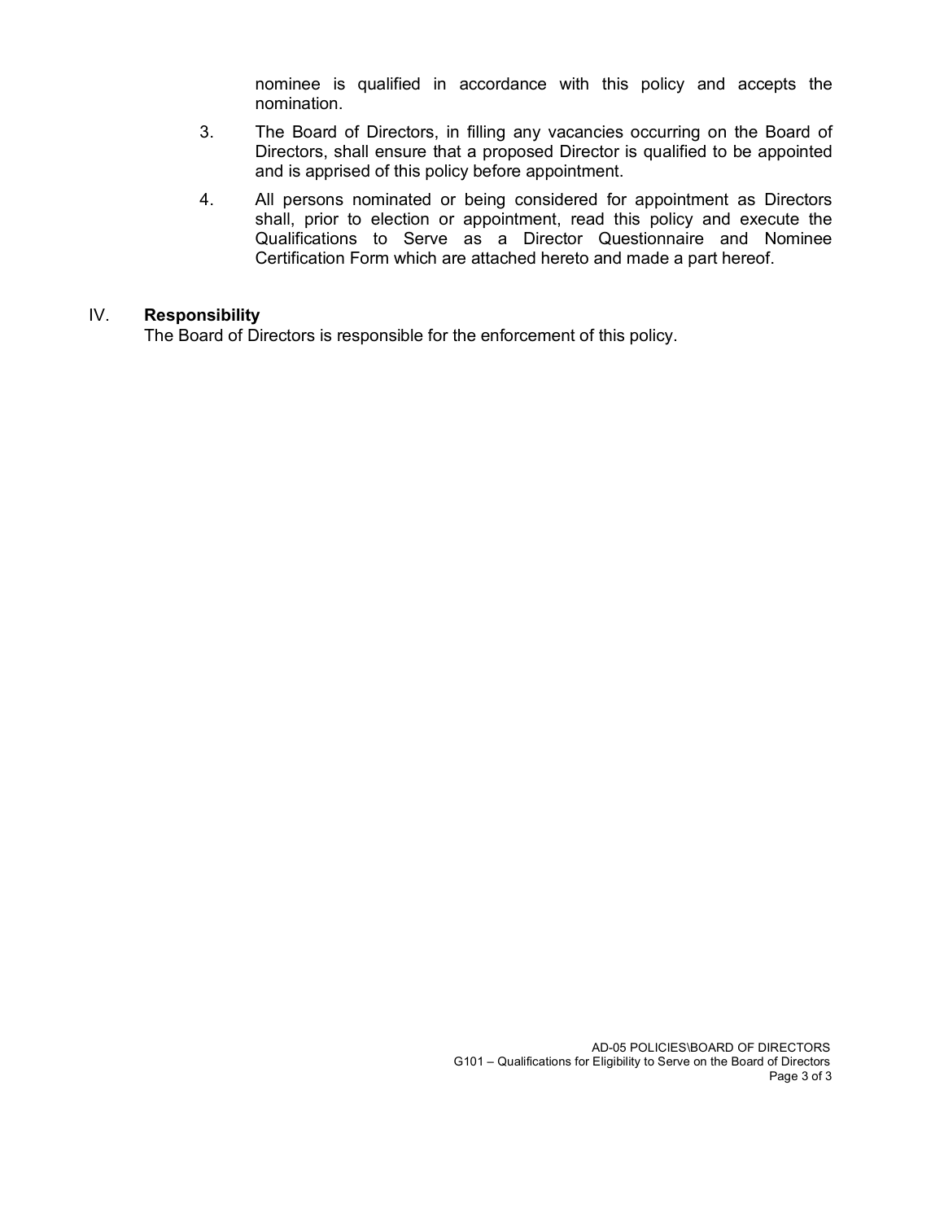nominee is qualified in accordance with this policy and accepts the nomination.

3. The Board of Directors, in filling any vacancies occurring on the Board of Directors, shall ensure that a proposed Director is qualified to be appointed and is apprised of this policy before appointment.

4. All persons nominated or being considered for appointment as Directors shall, prior to election or appointment, read this policy and execute the Qualifications to Serve as a Director Questionnaire and Nominee Certification Form which are attached hereto and made a part hereof.

## IV. **Responsibility**

The Board of Directors is responsible for the enforcement of this policy.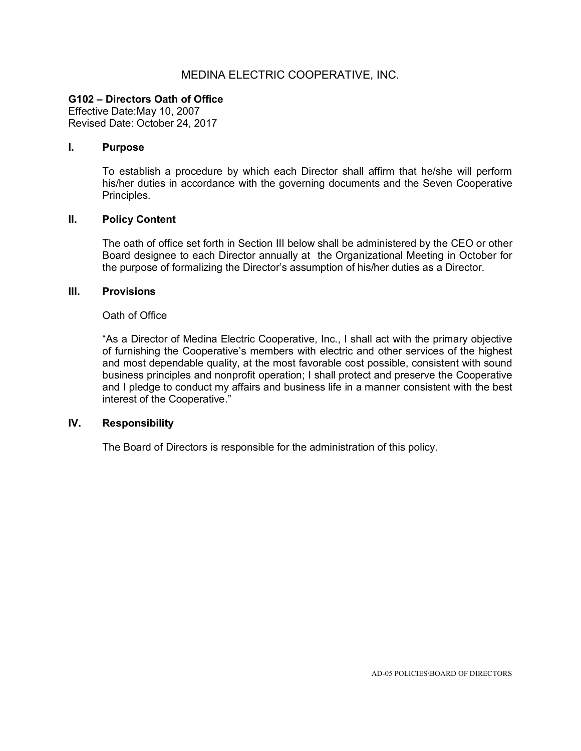# MEDINA ELECTRIC COOPERATIVE, INC.

**G102 – Directors Oath of Office**
Effective Date:May 10, 2007
Revised Date: October 24, 2017

## I. Purpose

To establish a procedure by which each Director shall affirm that he/she will perform his/her duties in accordance with the governing documents and the Seven Cooperative Principles.

## II. Policy Content

The oath of office set forth in Section III below shall be administered by the CEO or other Board designee to each Director annually at the Organizational Meeting in October for the purpose of formalizing the Director's assumption of his/her duties as a Director.

## III. Provisions

Oath of Office

"As a Director of Medina Electric Cooperative, Inc., I shall act with the primary objective of furnishing the Cooperative's members with electric and other services of the highest and most dependable quality, at the most favorable cost possible, consistent with sound business principles and nonprofit operation; I shall protect and preserve the Cooperative and I pledge to conduct my affairs and business life in a manner consistent with the best interest of the Cooperative."

## IV. Responsibility

The Board of Directors is responsible for the administration of this policy.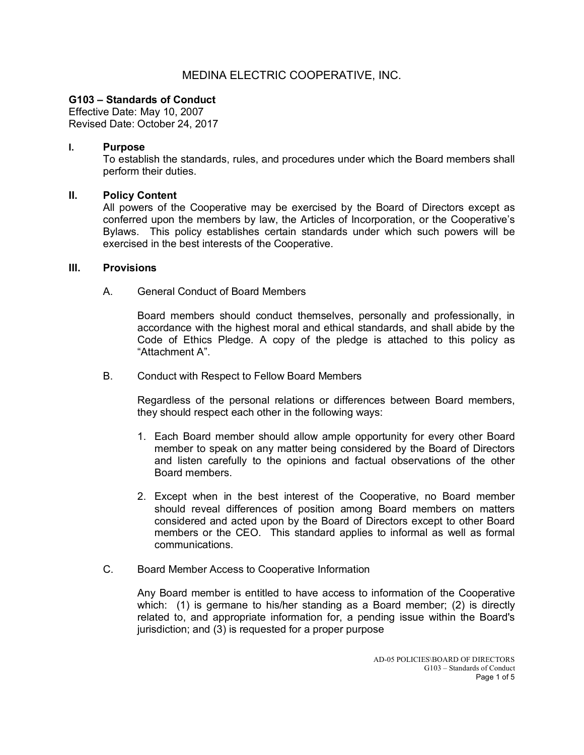# MEDINA ELECTRIC COOPERATIVE, INC.

**G103 – Standards of Conduct**
Effective Date: May 10, 2007
Revised Date: October 24, 2017

## I. Purpose

To establish the standards, rules, and procedures under which the Board members shall perform their duties.

## II. Policy Content

All powers of the Cooperative may be exercised by the Board of Directors except as conferred upon the members by law, the Articles of Incorporation, or the Cooperative's Bylaws. This policy establishes certain standards under which such powers will be exercised in the best interests of the Cooperative.

## III. Provisions

### A. General Conduct of Board Members

Board members should conduct themselves, personally and professionally, in accordance with the highest moral and ethical standards, and shall abide by the Code of Ethics Pledge. A copy of the pledge is attached to this policy as "Attachment A".

### B. Conduct with Respect to Fellow Board Members

Regardless of the personal relations or differences between Board members, they should respect each other in the following ways:

1. Each Board member should allow ample opportunity for every other Board member to speak on any matter being considered by the Board of Directors and listen carefully to the opinions and factual observations of the other Board members.

2. Except when in the best interest of the Cooperative, no Board member should reveal differences of position among Board members on matters considered and acted upon by the Board of Directors except to other Board members or the CEO. This standard applies to informal as well as formal communications.

### C. Board Member Access to Cooperative Information

Any Board member is entitled to have access to information of the Cooperative which: (1) is germane to his/her standing as a Board member; (2) is directly related to, and appropriate information for, a pending issue within the Board's jurisdiction; and (3) is requested for a proper purpose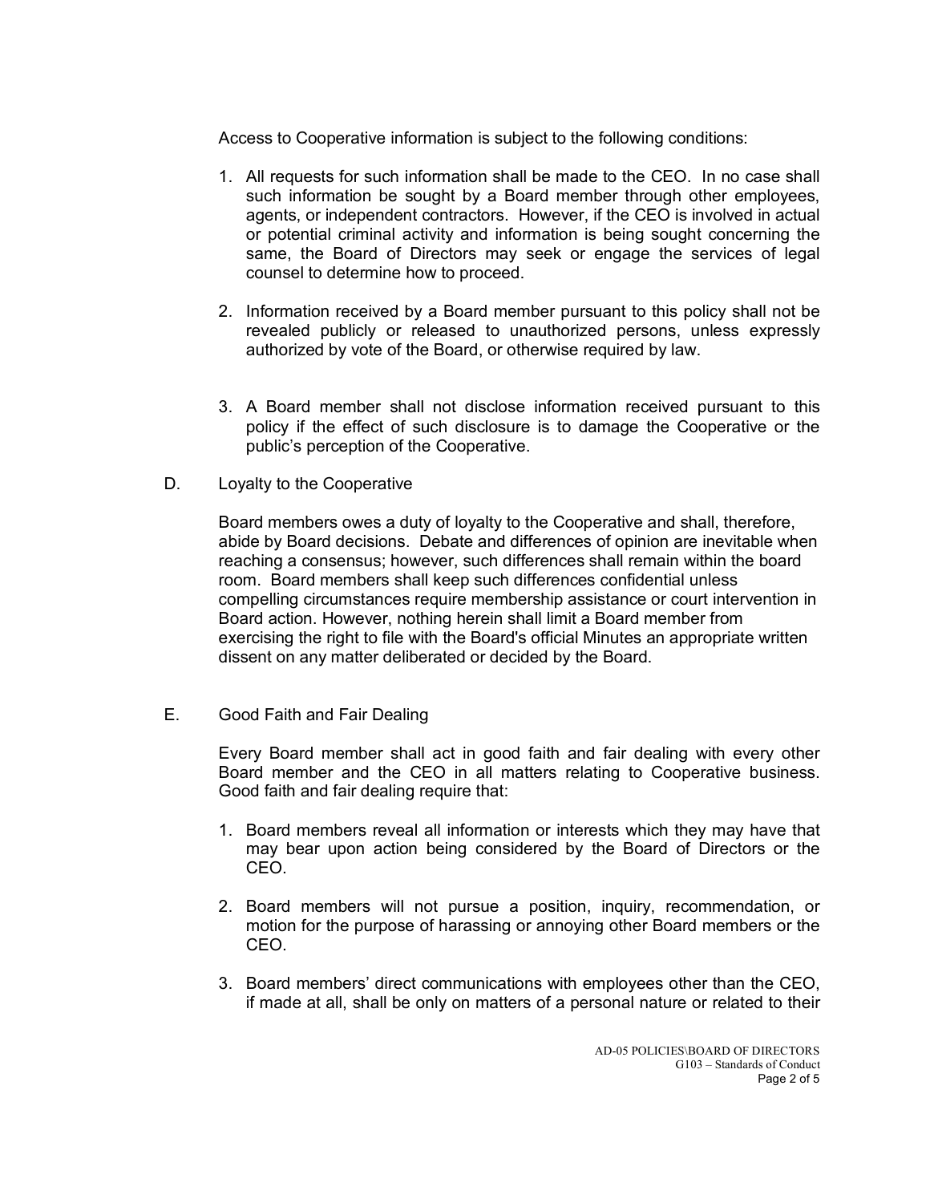Access to Cooperative information is subject to the following conditions:

1. All requests for such information shall be made to the CEO. In no case shall such information be sought by a Board member through other employees, agents, or independent contractors. However, if the CEO is involved in actual or potential criminal activity and information is being sought concerning the same, the Board of Directors may seek or engage the services of legal counsel to determine how to proceed.

2. Information received by a Board member pursuant to this policy shall not be revealed publicly or released to unauthorized persons, unless expressly authorized by vote of the Board, or otherwise required by law.

3. A Board member shall not disclose information received pursuant to this policy if the effect of such disclosure is to damage the Cooperative or the public's perception of the Cooperative.

D. Loyalty to the Cooperative

Board members owes a duty of loyalty to the Cooperative and shall, therefore, abide by Board decisions. Debate and differences of opinion are inevitable when reaching a consensus; however, such differences shall remain within the board room. Board members shall keep such differences confidential unless compelling circumstances require membership assistance or court intervention in Board action. However, nothing herein shall limit a Board member from exercising the right to file with the Board's official Minutes an appropriate written dissent on any matter deliberated or decided by the Board.

E. Good Faith and Fair Dealing

Every Board member shall act in good faith and fair dealing with every other Board member and the CEO in all matters relating to Cooperative business. Good faith and fair dealing require that:

1. Board members reveal all information or interests which they may have that may bear upon action being considered by the Board of Directors or the CEO.

2. Board members will not pursue a position, inquiry, recommendation, or motion for the purpose of harassing or annoying other Board members or the CEO.

3. Board members' direct communications with employees other than the CEO, if made at all, shall be only on matters of a personal nature or related to their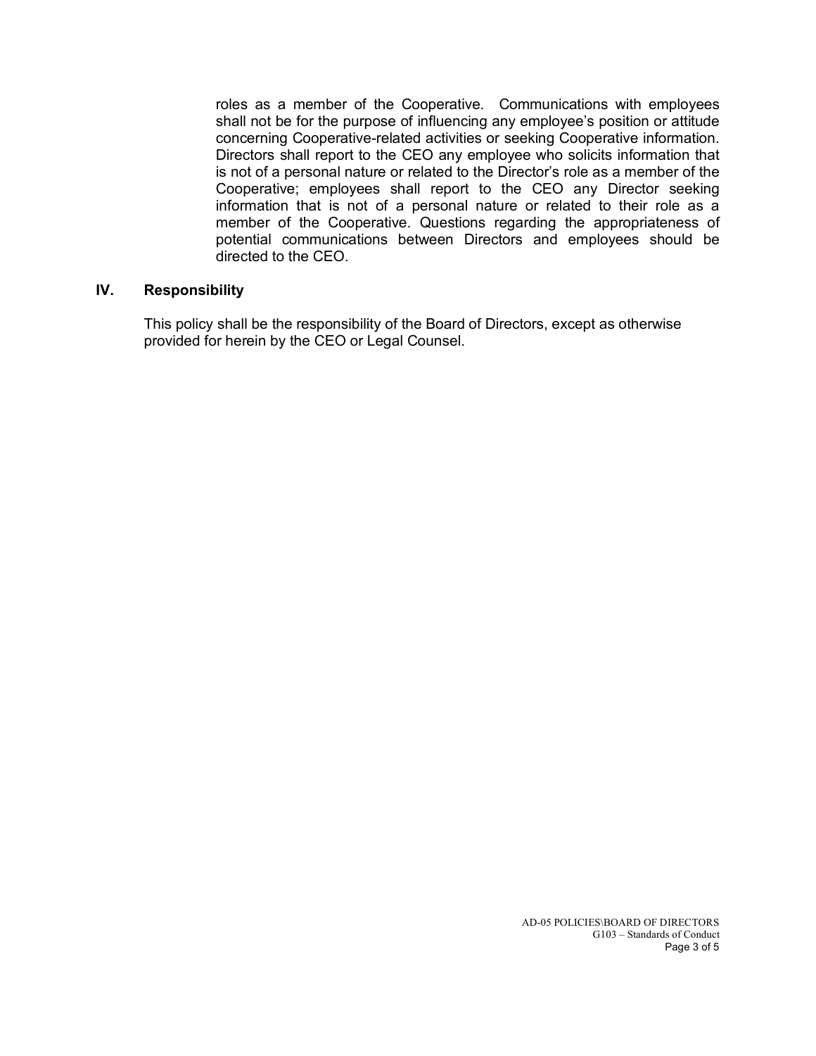roles as a member of the Cooperative. Communications with employees shall not be for the purpose of influencing any employee's position or attitude concerning Cooperative-related activities or seeking Cooperative information. Directors shall report to the CEO any employee who solicits information that is not of a personal nature or related to the Director's role as a member of the Cooperative; employees shall report to the CEO any Director seeking information that is not of a personal nature or related to their role as a member of the Cooperative. Questions regarding the appropriateness of potential communications between Directors and employees should be directed to the CEO.

## IV. Responsibility

This policy shall be the responsibility of the Board of Directors, except as otherwise provided for herein by the CEO or Legal Counsel.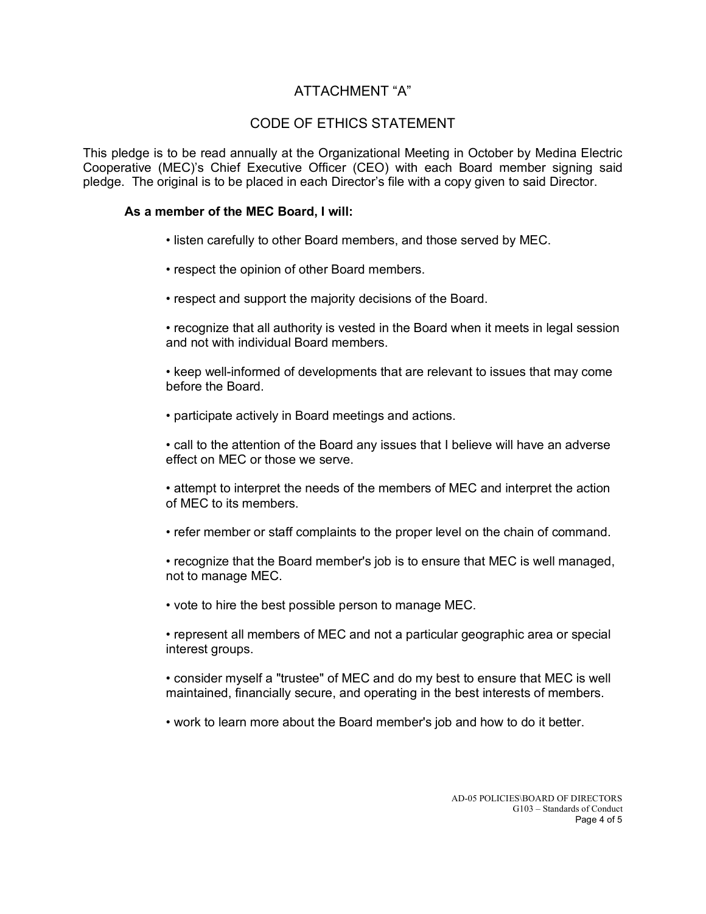# ATTACHMENT "A"

## CODE OF ETHICS STATEMENT

This pledge is to be read annually at the Organizational Meeting in October by Medina Electric Cooperative (MEC)'s Chief Executive Officer (CEO) with each Board member signing said pledge. The original is to be placed in each Director's file with a copy given to said Director.

**As a member of the MEC Board, I will:**

- listen carefully to other Board members, and those served by MEC.
- respect the opinion of other Board members.
- respect and support the majority decisions of the Board.
- recognize that all authority is vested in the Board when it meets in legal session and not with individual Board members.
- keep well-informed of developments that are relevant to issues that may come before the Board.
- participate actively in Board meetings and actions.
- call to the attention of the Board any issues that I believe will have an adverse effect on MEC or those we serve.
- attempt to interpret the needs of the members of MEC and interpret the action of MEC to its members.
- refer member or staff complaints to the proper level on the chain of command.
- recognize that the Board member's job is to ensure that MEC is well managed, not to manage MEC.
- vote to hire the best possible person to manage MEC.
- represent all members of MEC and not a particular geographic area or special interest groups.
- consider myself a "trustee" of MEC and do my best to ensure that MEC is well maintained, financially secure, and operating in the best interests of members.
- work to learn more about the Board member's job and how to do it better.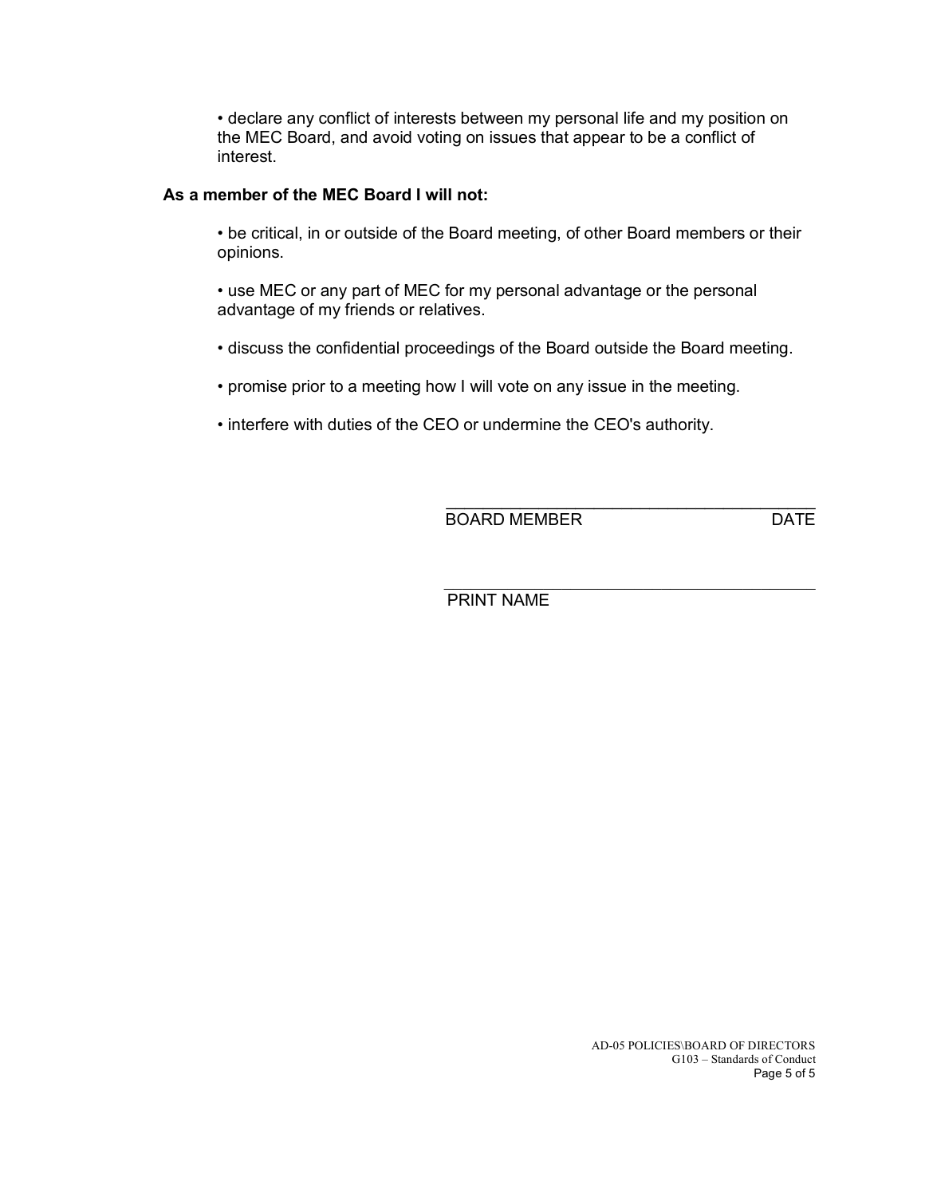- declare any conflict of interests between my personal life and my position on the MEC Board, and avoid voting on issues that appear to be a conflict of interest.

**As a member of the MEC Board I will not:**

- be critical, in or outside of the Board meeting, of other Board members or their opinions.

- use MEC or any part of MEC for my personal advantage or the personal advantage of my friends or relatives.

- discuss the confidential proceedings of the Board outside the Board meeting.

- promise prior to a meeting how I will vote on any issue in the meeting.

- interfere with duties of the CEO or undermine the CEO's authority.

\_\_\_\_\_\_\_\_\_\_\_\_\_\_\_\_\_\_\_\_\_\_\_\_\_\_\_\_\_\_\_\_\_\_\_\_\_\_\_\_

BOARD MEMBER DATE

\_\_\_\_\_\_\_\_\_\_\_\_\_\_\_\_\_\_\_\_\_\_\_\_\_\_\_\_\_\_\_\_\_\_\_\_\_\_\_\_

PRINT NAME

AD-05 POLICIES\BOARD OF DIRECTORS
G103 – Standards of Conduct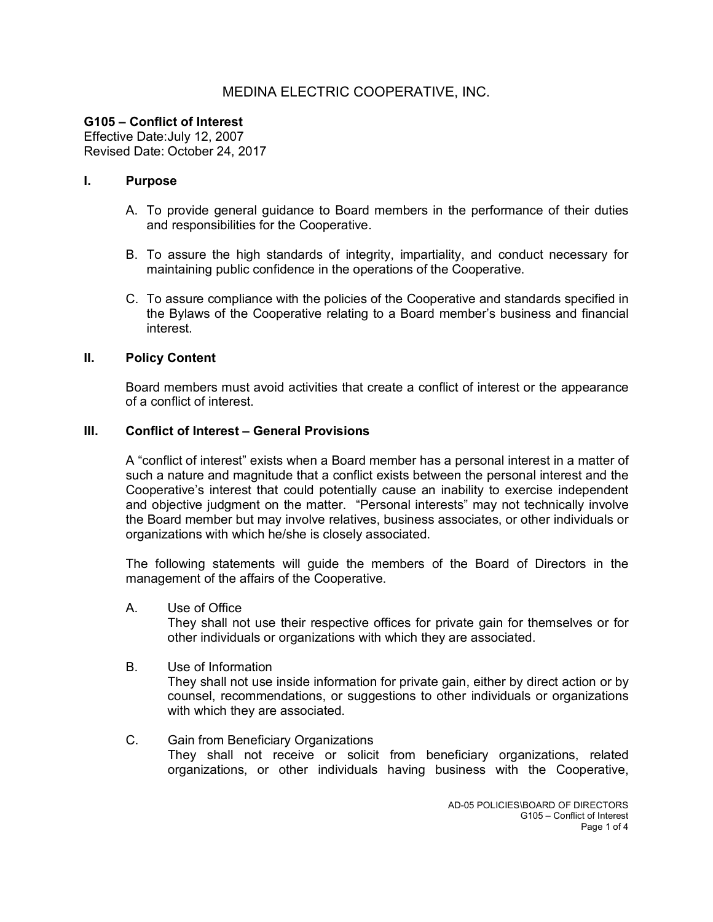# MEDINA ELECTRIC COOPERATIVE, INC.

**G105 – Conflict of Interest**
Effective Date:July 12, 2007
Revised Date: October 24, 2017

## I. Purpose

A. To provide general guidance to Board members in the performance of their duties and responsibilities for the Cooperative.

B. To assure the high standards of integrity, impartiality, and conduct necessary for maintaining public confidence in the operations of the Cooperative.

C. To assure compliance with the policies of the Cooperative and standards specified in the Bylaws of the Cooperative relating to a Board member's business and financial interest.

## II. Policy Content

Board members must avoid activities that create a conflict of interest or the appearance of a conflict of interest.

## III. Conflict of Interest – General Provisions

A "conflict of interest" exists when a Board member has a personal interest in a matter of such a nature and magnitude that a conflict exists between the personal interest and the Cooperative's interest that could potentially cause an inability to exercise independent and objective judgment on the matter. "Personal interests" may not technically involve the Board member but may involve relatives, business associates, or other individuals or organizations with which he/she is closely associated.

The following statements will guide the members of the Board of Directors in the management of the affairs of the Cooperative.

A. Use of Office
They shall not use their respective offices for private gain for themselves or for other individuals or organizations with which they are associated.

B. Use of Information
They shall not use inside information for private gain, either by direct action or by counsel, recommendations, or suggestions to other individuals or organizations with which they are associated.

C. Gain from Beneficiary Organizations
They shall not receive or solicit from beneficiary organizations, related organizations, or other individuals having business with the Cooperative,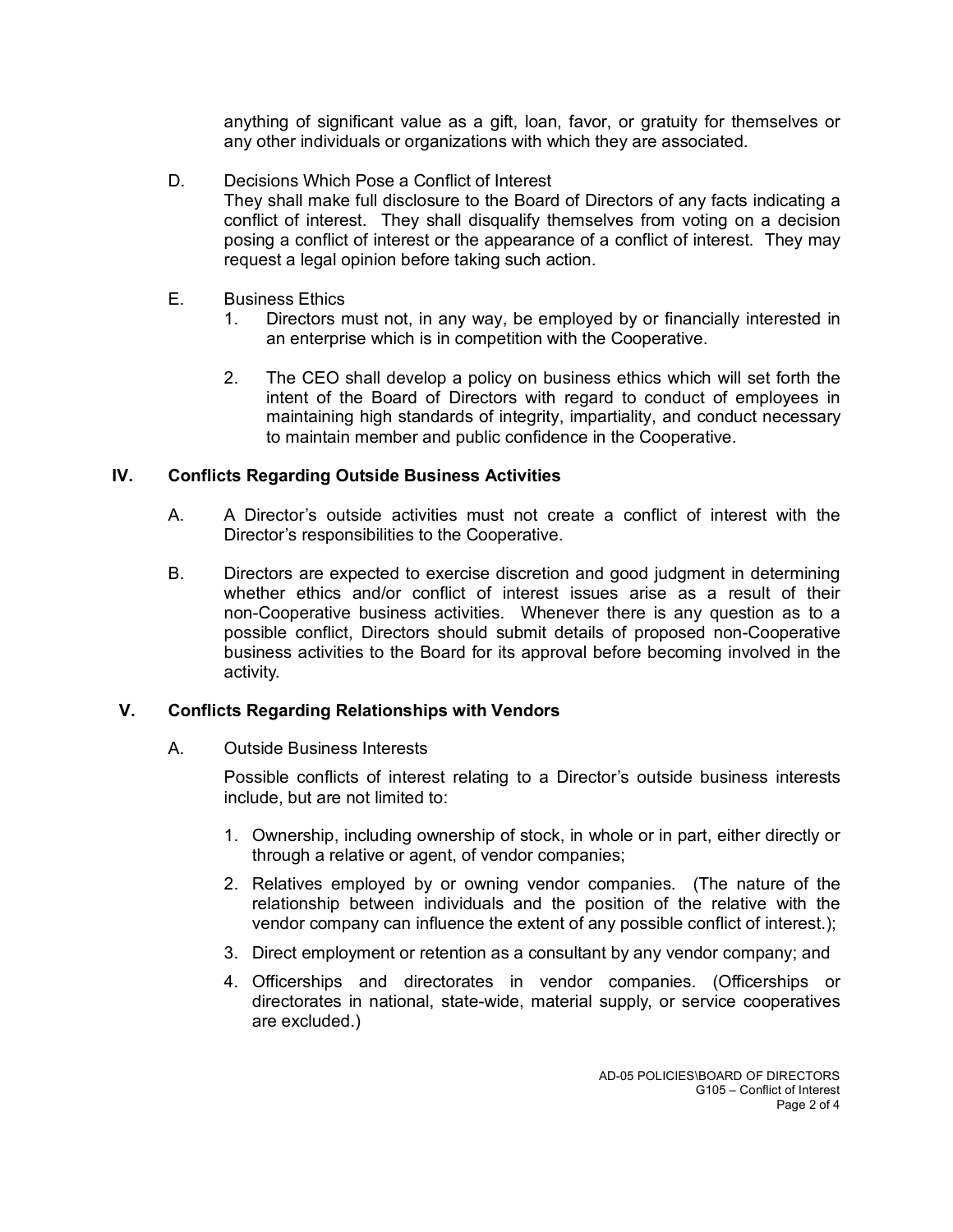anything of significant value as a gift, loan, favor, or gratuity for themselves or any other individuals or organizations with which they are associated.

D. Decisions Which Pose a Conflict of Interest
They shall make full disclosure to the Board of Directors of any facts indicating a conflict of interest. They shall disqualify themselves from voting on a decision posing a conflict of interest or the appearance of a conflict of interest. They may request a legal opinion before taking such action.

E. Business Ethics
1. Directors must not, in any way, be employed by or financially interested in an enterprise which is in competition with the Cooperative.

2. The CEO shall develop a policy on business ethics which will set forth the intent of the Board of Directors with regard to conduct of employees in maintaining high standards of integrity, impartiality, and conduct necessary to maintain member and public confidence in the Cooperative.

## IV. Conflicts Regarding Outside Business Activities

A. A Director's outside activities must not create a conflict of interest with the Director's responsibilities to the Cooperative.

B. Directors are expected to exercise discretion and good judgment in determining whether ethics and/or conflict of interest issues arise as a result of their non-Cooperative business activities. Whenever there is any question as to a possible conflict, Directors should submit details of proposed non-Cooperative business activities to the Board for its approval before becoming involved in the activity.

## V. Conflicts Regarding Relationships with Vendors

A. Outside Business Interests

Possible conflicts of interest relating to a Director's outside business interests include, but are not limited to:

1. Ownership, including ownership of stock, in whole or in part, either directly or through a relative or agent, of vendor companies;
2. Relatives employed by or owning vendor companies. (The nature of the relationship between individuals and the position of the relative with the vendor company can influence the extent of any possible conflict of interest.);
3. Direct employment or retention as a consultant by any vendor company; and
4. Officerships and directorates in vendor companies. (Officerships or directorates in national, state-wide, material supply, or service cooperatives are excluded.)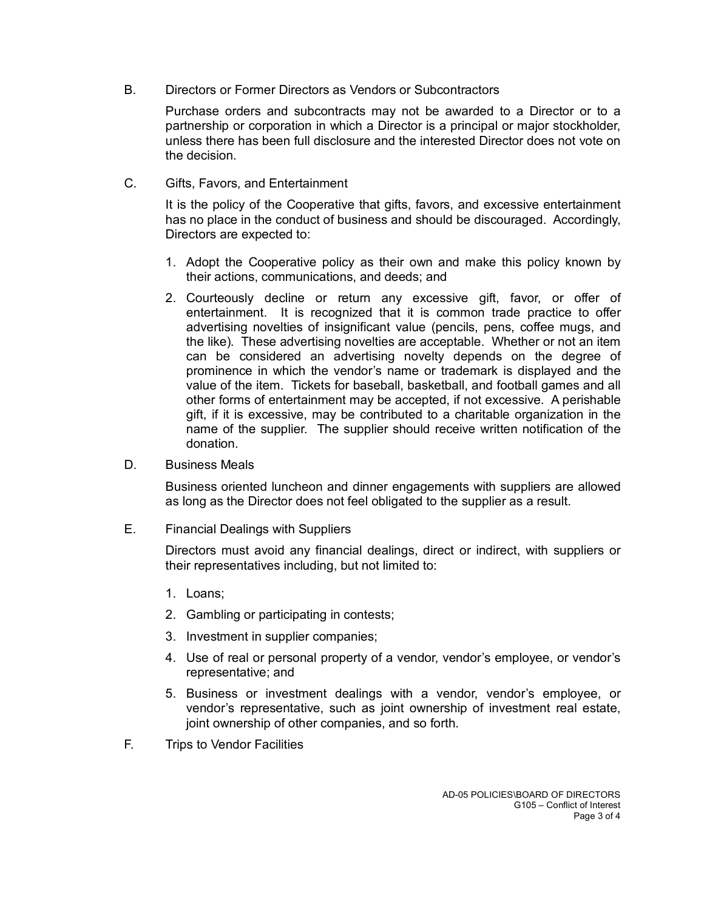B. Directors or Former Directors as Vendors or Subcontractors

Purchase orders and subcontracts may not be awarded to a Director or to a partnership or corporation in which a Director is a principal or major stockholder, unless there has been full disclosure and the interested Director does not vote on the decision.

C. Gifts, Favors, and Entertainment

It is the policy of the Cooperative that gifts, favors, and excessive entertainment has no place in the conduct of business and should be discouraged. Accordingly, Directors are expected to:

1. Adopt the Cooperative policy as their own and make this policy known by their actions, communications, and deeds; and
2. Courteously decline or return any excessive gift, favor, or offer of entertainment. It is recognized that it is common trade practice to offer advertising novelties of insignificant value (pencils, pens, coffee mugs, and the like). These advertising novelties are acceptable. Whether or not an item can be considered an advertising novelty depends on the degree of prominence in which the vendor's name or trademark is displayed and the value of the item. Tickets for baseball, basketball, and football games and all other forms of entertainment may be accepted, if not excessive. A perishable gift, if it is excessive, may be contributed to a charitable organization in the name of the supplier. The supplier should receive written notification of the donation.

D. Business Meals

Business oriented luncheon and dinner engagements with suppliers are allowed as long as the Director does not feel obligated to the supplier as a result.

E. Financial Dealings with Suppliers

Directors must avoid any financial dealings, direct or indirect, with suppliers or their representatives including, but not limited to:

1. Loans;
2. Gambling or participating in contests;
3. Investment in supplier companies;
4. Use of real or personal property of a vendor, vendor's employee, or vendor's representative; and
5. Business or investment dealings with a vendor, vendor's employee, or vendor's representative, such as joint ownership of investment real estate, joint ownership of other companies, and so forth.

F. Trips to Vendor Facilities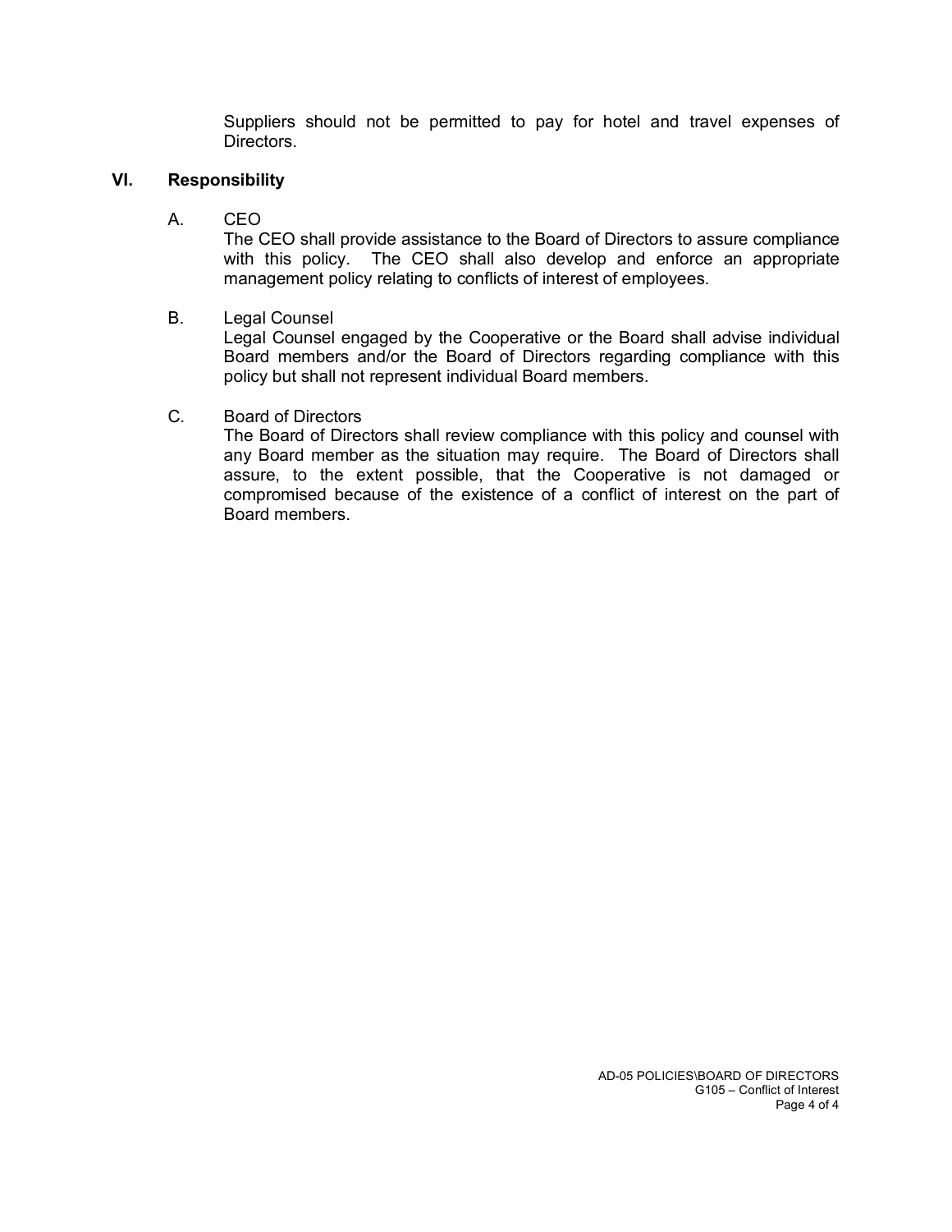Suppliers should not be permitted to pay for hotel and travel expenses of Directors.

## VI. Responsibility

A. CEO

The CEO shall provide assistance to the Board of Directors to assure compliance with this policy. The CEO shall also develop and enforce an appropriate management policy relating to conflicts of interest of employees.

B. Legal Counsel

Legal Counsel engaged by the Cooperative or the Board shall advise individual Board members and/or the Board of Directors regarding compliance with this policy but shall not represent individual Board members.

C. Board of Directors

The Board of Directors shall review compliance with this policy and counsel with any Board member as the situation may require. The Board of Directors shall assure, to the extent possible, that the Cooperative is not damaged or compromised because of the existence of a conflict of interest on the part of Board members.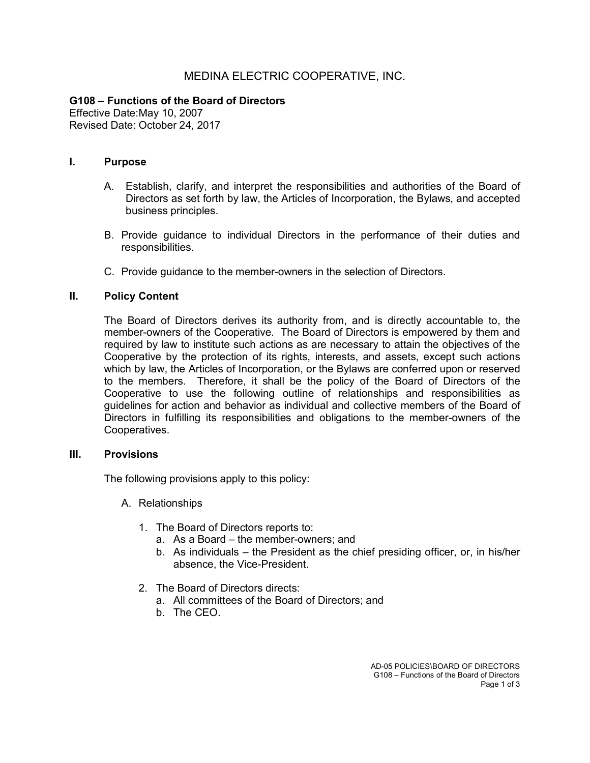# MEDINA ELECTRIC COOPERATIVE, INC.

**G108 – Functions of the Board of Directors**
Effective Date:May 10, 2007
Revised Date: October 24, 2017

## I. Purpose

A. Establish, clarify, and interpret the responsibilities and authorities of the Board of Directors as set forth by law, the Articles of Incorporation, the Bylaws, and accepted business principles.

B. Provide guidance to individual Directors in the performance of their duties and responsibilities.

C. Provide guidance to the member-owners in the selection of Directors.

## II. Policy Content

The Board of Directors derives its authority from, and is directly accountable to, the member-owners of the Cooperative. The Board of Directors is empowered by them and required by law to institute such actions as are necessary to attain the objectives of the Cooperative by the protection of its rights, interests, and assets, except such actions which by law, the Articles of Incorporation, or the Bylaws are conferred upon or reserved to the members. Therefore, it shall be the policy of the Board of Directors of the Cooperative to use the following outline of relationships and responsibilities as guidelines for action and behavior as individual and collective members of the Board of Directors in fulfilling its responsibilities and obligations to the member-owners of the Cooperatives.

## III. Provisions

The following provisions apply to this policy:

A. Relationships

1. The Board of Directors reports to:
   a. As a Board – the member-owners; and
   b. As individuals – the President as the chief presiding officer, or, in his/her absence, the Vice-President.

2. The Board of Directors directs:
   a. All committees of the Board of Directors; and
   b. The CEO.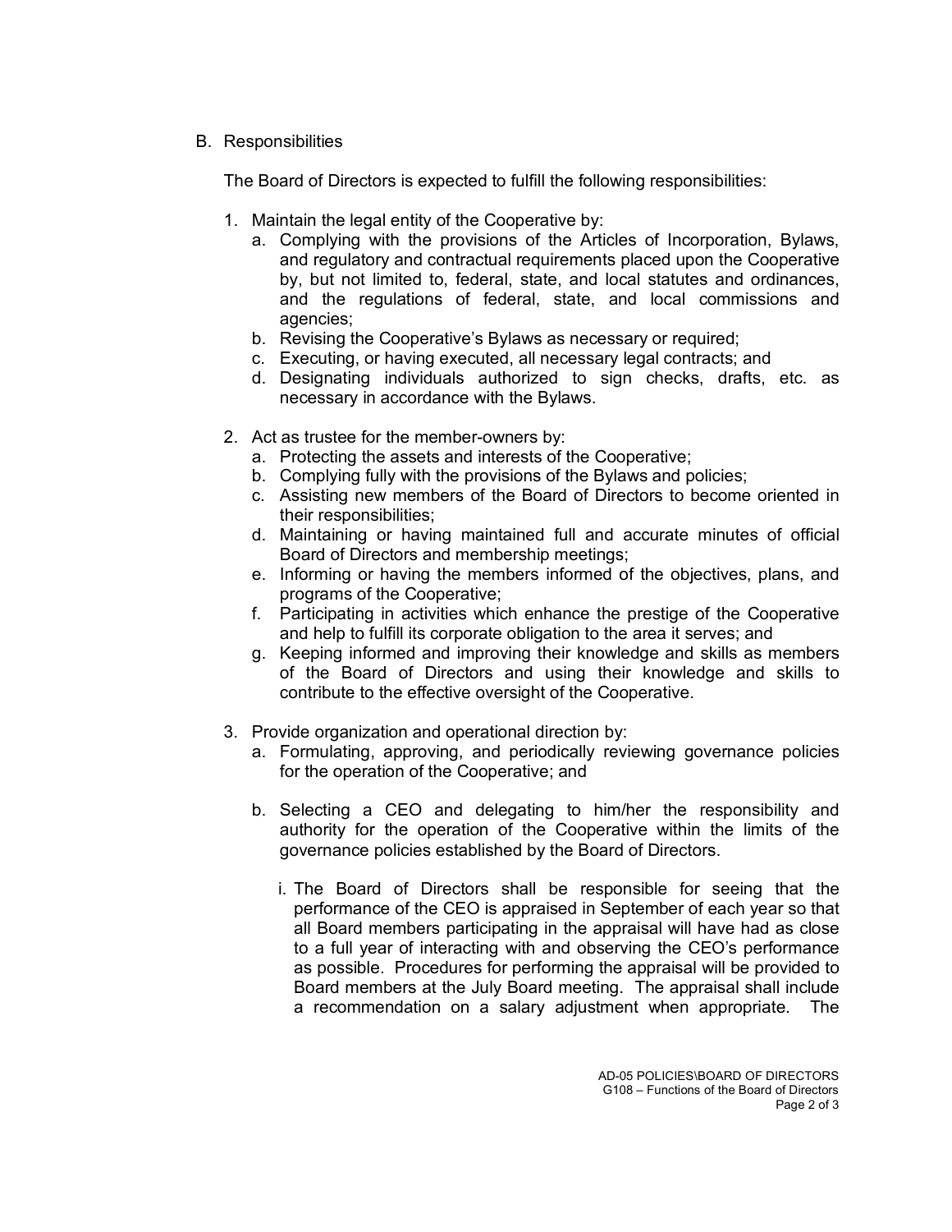B. Responsibilities

   The Board of Directors is expected to fulfill the following responsibilities:

   1. Maintain the legal entity of the Cooperative by:
      a. Complying with the provisions of the Articles of Incorporation, Bylaws, and regulatory and contractual requirements placed upon the Cooperative by, but not limited to, federal, state, and local statutes and ordinances, and the regulations of federal, state, and local commissions and agencies;
      b. Revising the Cooperative's Bylaws as necessary or required;
      c. Executing, or having executed, all necessary legal contracts; and
      d. Designating individuals authorized to sign checks, drafts, etc. as necessary in accordance with the Bylaws.

   2. Act as trustee for the member-owners by:
      a. Protecting the assets and interests of the Cooperative;
      b. Complying fully with the provisions of the Bylaws and policies;
      c. Assisting new members of the Board of Directors to become oriented in their responsibilities;
      d. Maintaining or having maintained full and accurate minutes of official Board of Directors and membership meetings;
      e. Informing or having the members informed of the objectives, plans, and programs of the Cooperative;
      f. Participating in activities which enhance the prestige of the Cooperative and help to fulfill its corporate obligation to the area it serves; and
      g. Keeping informed and improving their knowledge and skills as members of the Board of Directors and using their knowledge and skills to contribute to the effective oversight of the Cooperative.

   3. Provide organization and operational direction by:
      a. Formulating, approving, and periodically reviewing governance policies for the operation of the Cooperative; and

      b. Selecting a CEO and delegating to him/her the responsibility and authority for the operation of the Cooperative within the limits of the governance policies established by the Board of Directors.

         i. The Board of Directors shall be responsible for seeing that the performance of the CEO is appraised in September of each year so that all Board members participating in the appraisal will have had as close to a full year of interacting with and observing the CEO's performance as possible. Procedures for performing the appraisal will be provided to Board members at the July Board meeting. The appraisal shall include a recommendation on a salary adjustment when appropriate. The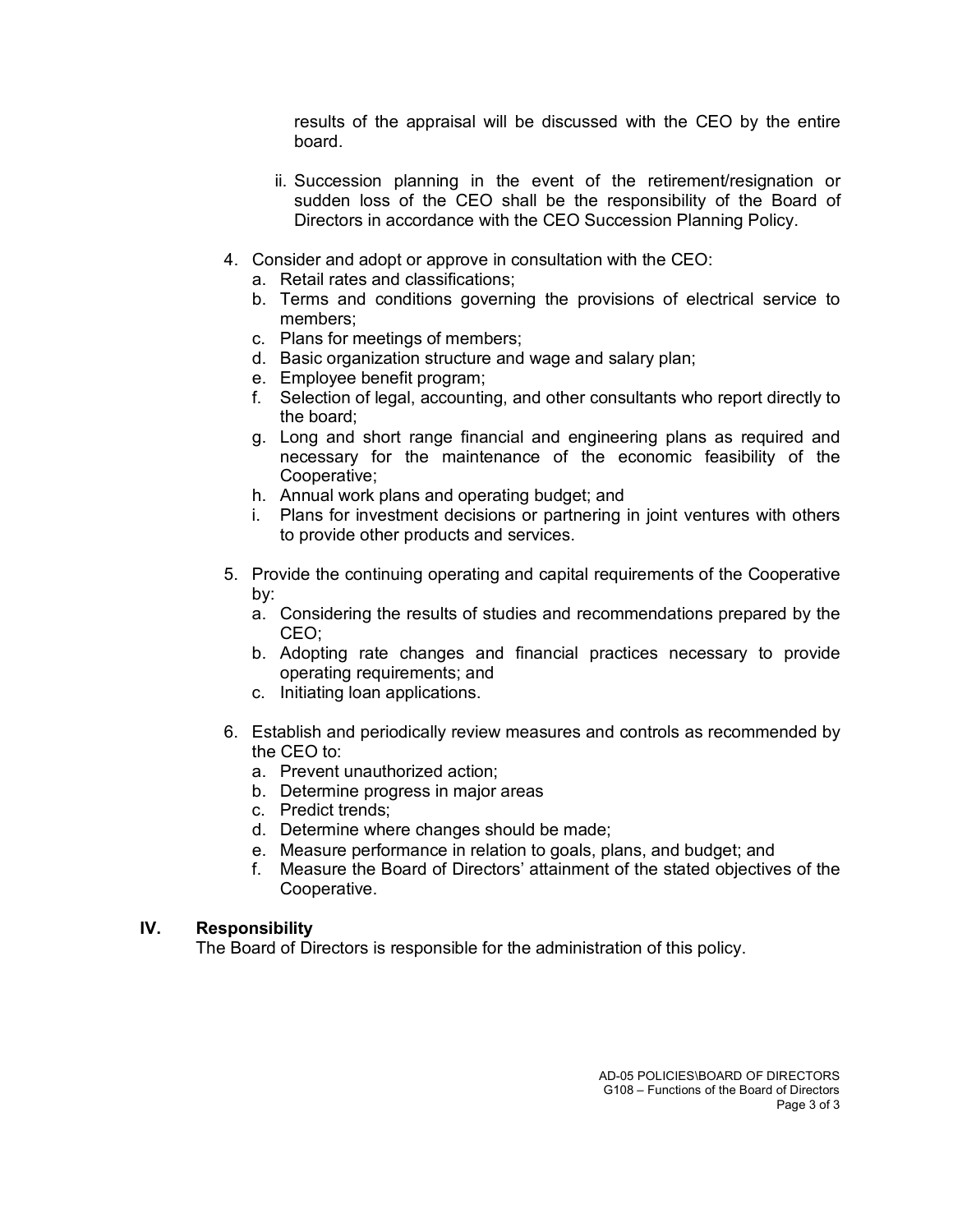results of the appraisal will be discussed with the CEO by the entire board.

ii. Succession planning in the event of the retirement/resignation or sudden loss of the CEO shall be the responsibility of the Board of Directors in accordance with the CEO Succession Planning Policy.

4. Consider and adopt or approve in consultation with the CEO:
   a. Retail rates and classifications;
   b. Terms and conditions governing the provisions of electrical service to members;
   c. Plans for meetings of members;
   d. Basic organization structure and wage and salary plan;
   e. Employee benefit program;
   f. Selection of legal, accounting, and other consultants who report directly to the board;
   g. Long and short range financial and engineering plans as required and necessary for the maintenance of the economic feasibility of the Cooperative;
   h. Annual work plans and operating budget; and
   i. Plans for investment decisions or partnering in joint ventures with others to provide other products and services.

5. Provide the continuing operating and capital requirements of the Cooperative by:
   a. Considering the results of studies and recommendations prepared by the CEO;
   b. Adopting rate changes and financial practices necessary to provide operating requirements; and
   c. Initiating loan applications.

6. Establish and periodically review measures and controls as recommended by the CEO to:
   a. Prevent unauthorized action;
   b. Determine progress in major areas
   c. Predict trends;
   d. Determine where changes should be made;
   e. Measure performance in relation to goals, plans, and budget; and
   f. Measure the Board of Directors' attainment of the stated objectives of the Cooperative.

## IV. Responsibility

The Board of Directors is responsible for the administration of this policy.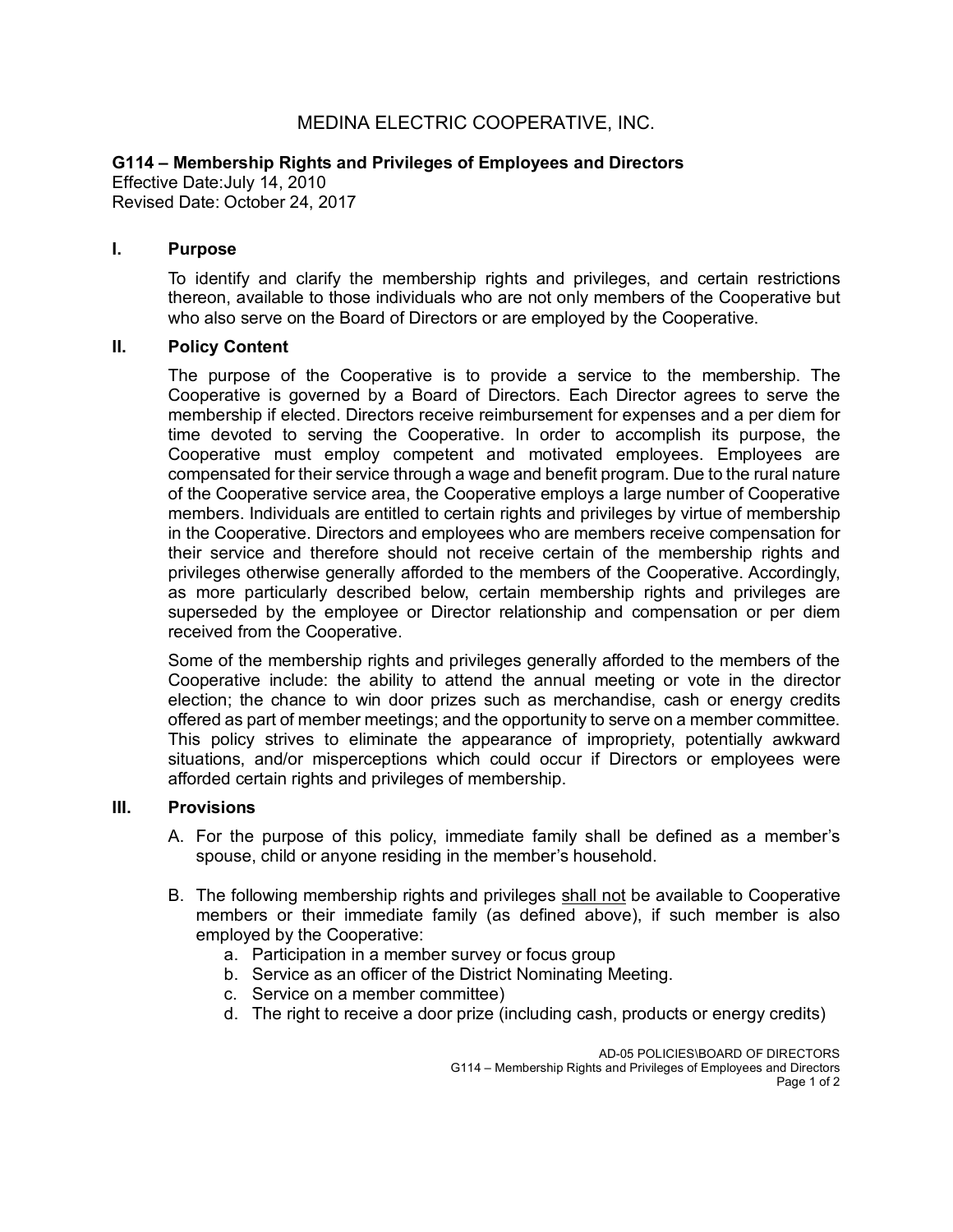# MEDINA ELECTRIC COOPERATIVE, INC.

**G114 – Membership Rights and Privileges of Employees and Directors**

Effective Date:July 14, 2010
Revised Date: October 24, 2017

## I. Purpose

To identify and clarify the membership rights and privileges, and certain restrictions thereon, available to those individuals who are not only members of the Cooperative but who also serve on the Board of Directors or are employed by the Cooperative.

## II. Policy Content

The purpose of the Cooperative is to provide a service to the membership. The Cooperative is governed by a Board of Directors. Each Director agrees to serve the membership if elected. Directors receive reimbursement for expenses and a per diem for time devoted to serving the Cooperative. In order to accomplish its purpose, the Cooperative must employ competent and motivated employees. Employees are compensated for their service through a wage and benefit program. Due to the rural nature of the Cooperative service area, the Cooperative employs a large number of Cooperative members. Individuals are entitled to certain rights and privileges by virtue of membership in the Cooperative. Directors and employees who are members receive compensation for their service and therefore should not receive certain of the membership rights and privileges otherwise generally afforded to the members of the Cooperative. Accordingly, as more particularly described below, certain membership rights and privileges are superseded by the employee or Director relationship and compensation or per diem received from the Cooperative.

Some of the membership rights and privileges generally afforded to the members of the Cooperative include: the ability to attend the annual meeting or vote in the director election; the chance to win door prizes such as merchandise, cash or energy credits offered as part of member meetings; and the opportunity to serve on a member committee. This policy strives to eliminate the appearance of impropriety, potentially awkward situations, and/or misperceptions which could occur if Directors or employees were afforded certain rights and privileges of membership.

## III. Provisions

A. For the purpose of this policy, immediate family shall be defined as a member's spouse, child or anyone residing in the member's household.

B. The following membership rights and privileges <u>shall not</u> be available to Cooperative members or their immediate family (as defined above), if such member is also employed by the Cooperative:
   a. Participation in a member survey or focus group
   b. Service as an officer of the District Nominating Meeting.
   c. Service on a member committee)
   d. The right to receive a door prize (including cash, products or energy credits)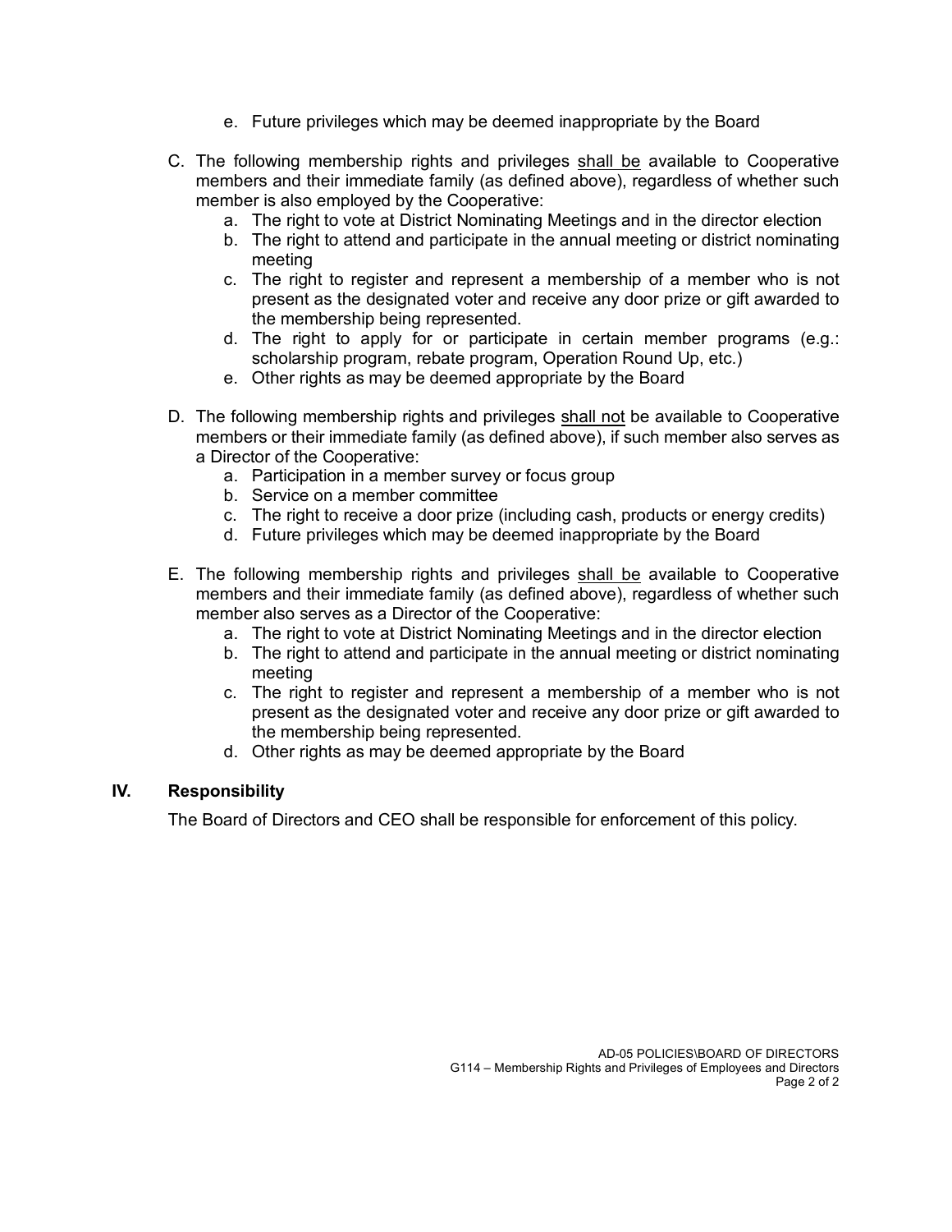e. Future privileges which may be deemed inappropriate by the Board

C. The following membership rights and privileges <u>shall be</u> available to Cooperative members and their immediate family (as defined above), regardless of whether such member is also employed by the Cooperative:
   a. The right to vote at District Nominating Meetings and in the director election
   b. The right to attend and participate in the annual meeting or district nominating meeting
   c. The right to register and represent a membership of a member who is not present as the designated voter and receive any door prize or gift awarded to the membership being represented.
   d. The right to apply for or participate in certain member programs (e.g.: scholarship program, rebate program, Operation Round Up, etc.)
   e. Other rights as may be deemed appropriate by the Board

D. The following membership rights and privileges <u>shall not</u> be available to Cooperative members or their immediate family (as defined above), if such member also serves as a Director of the Cooperative:
   a. Participation in a member survey or focus group
   b. Service on a member committee
   c. The right to receive a door prize (including cash, products or energy credits)
   d. Future privileges which may be deemed inappropriate by the Board

E. The following membership rights and privileges <u>shall be</u> available to Cooperative members and their immediate family (as defined above), regardless of whether such member also serves as a Director of the Cooperative:
   a. The right to vote at District Nominating Meetings and in the director election
   b. The right to attend and participate in the annual meeting or district nominating meeting
   c. The right to register and represent a membership of a member who is not present as the designated voter and receive any door prize or gift awarded to the membership being represented.
   d. Other rights as may be deemed appropriate by the Board

## IV. Responsibility

The Board of Directors and CEO shall be responsible for enforcement of this policy.

AD-05 POLICIES\BOARD OF DIRECTORS
G114 – Membership Rights and Privileges of Employees and Directors